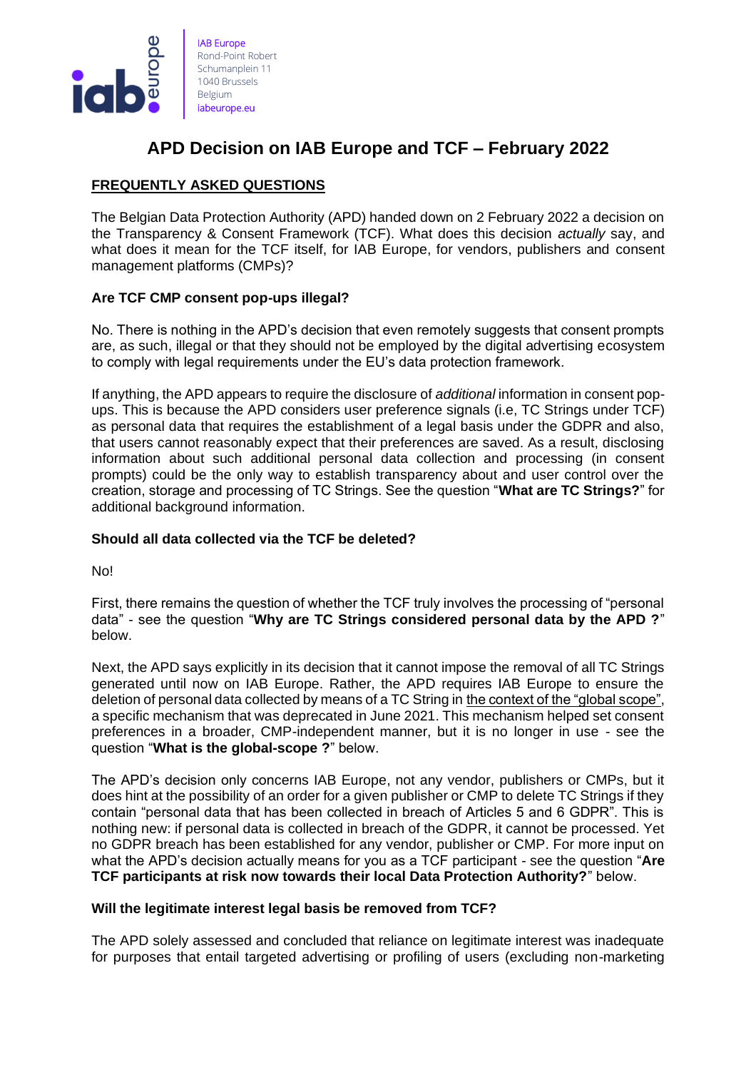IAB Europe
Rond-Point Robert Schumanplein 11
1040 Brussels
Belgium
iabeurope.eu

# APD Decision on IAB Europe and TCF – February 2022

## FREQUENTLY ASKED QUESTIONS

The Belgian Data Protection Authority (APD) handed down on 2 February 2022 a decision on the Transparency & Consent Framework (TCF). What does this decision *actually* say, and what does it mean for the TCF itself, for IAB Europe, for vendors, publishers and consent management platforms (CMPs)?

### Are TCF CMP consent pop-ups illegal?

No. There is nothing in the APD's decision that even remotely suggests that consent prompts are, as such, illegal or that they should not be employed by the digital advertising ecosystem to comply with legal requirements under the EU's data protection framework.

If anything, the APD appears to require the disclosure of *additional* information in consent pop-ups. This is because the APD considers user preference signals (i.e, TC Strings under TCF) as personal data that requires the establishment of a legal basis under the GDPR and also, that users cannot reasonably expect that their preferences are saved. As a result, disclosing information about such additional personal data collection and processing (in consent prompts) could be the only way to establish transparency about and user control over the creation, storage and processing of TC Strings. See the question "**What are TC Strings?**" for additional background information.

### Should all data collected via the TCF be deleted?

No!

First, there remains the question of whether the TCF truly involves the processing of "personal data" - see the question "**Why are TC Strings considered personal data by the APD ?**" below.

Next, the APD says explicitly in its decision that it cannot impose the removal of all TC Strings generated until now on IAB Europe. Rather, the APD requires IAB Europe to ensure the deletion of personal data collected by means of a TC String in the context of the "global scope", a specific mechanism that was deprecated in June 2021. This mechanism helped set consent preferences in a broader, CMP-independent manner, but it is no longer in use - see the question "**What is the global-scope ?**" below.

The APD's decision only concerns IAB Europe, not any vendor, publishers or CMPs, but it does hint at the possibility of an order for a given publisher or CMP to delete TC Strings if they contain "personal data that has been collected in breach of Articles 5 and 6 GDPR". This is nothing new: if personal data is collected in breach of the GDPR, it cannot be processed. Yet no GDPR breach has been established for any vendor, publisher or CMP. For more input on what the APD's decision actually means for you as a TCF participant - see the question "**Are TCF participants at risk now towards their local Data Protection Authority?**" below.

### Will the legitimate interest legal basis be removed from TCF?

The APD solely assessed and concluded that reliance on legitimate interest was inadequate for purposes that entail targeted advertising or profiling of users (excluding non-marketing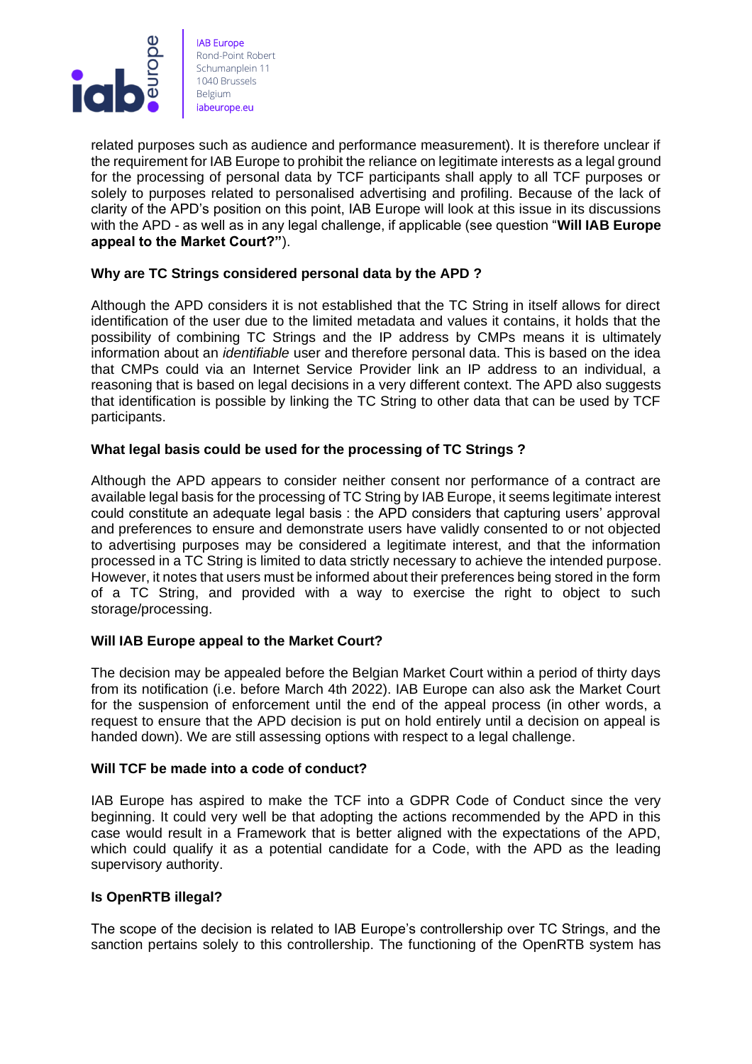related purposes such as audience and performance measurement). It is therefore unclear if the requirement for IAB Europe to prohibit the reliance on legitimate interests as a legal ground for the processing of personal data by TCF participants shall apply to all TCF purposes or solely to purposes related to personalised advertising and profiling. Because of the lack of clarity of the APD's position on this point, IAB Europe will look at this issue in its discussions with the APD - as well as in any legal challenge, if applicable (see question "**Will IAB Europe appeal to the Market Court?"**).

**Why are TC Strings considered personal data by the APD ?**

Although the APD considers it is not established that the TC String in itself allows for direct identification of the user due to the limited metadata and values it contains, it holds that the possibility of combining TC Strings and the IP address by CMPs means it is ultimately information about an *identifiable* user and therefore personal data. This is based on the idea that CMPs could via an Internet Service Provider link an IP address to an individual, a reasoning that is based on legal decisions in a very different context. The APD also suggests that identification is possible by linking the TC String to other data that can be used by TCF participants.

**What legal basis could be used for the processing of TC Strings ?**

Although the APD appears to consider neither consent nor performance of a contract are available legal basis for the processing of TC String by IAB Europe, it seems legitimate interest could constitute an adequate legal basis : the APD considers that capturing users' approval and preferences to ensure and demonstrate users have validly consented to or not objected to advertising purposes may be considered a legitimate interest, and that the information processed in a TC String is limited to data strictly necessary to achieve the intended purpose. However, it notes that users must be informed about their preferences being stored in the form of a TC String, and provided with a way to exercise the right to object to such storage/processing.

**Will IAB Europe appeal to the Market Court?**

The decision may be appealed before the Belgian Market Court within a period of thirty days from its notification (i.e. before March 4th 2022). IAB Europe can also ask the Market Court for the suspension of enforcement until the end of the appeal process (in other words, a request to ensure that the APD decision is put on hold entirely until a decision on appeal is handed down). We are still assessing options with respect to a legal challenge.

**Will TCF be made into a code of conduct?**

IAB Europe has aspired to make the TCF into a GDPR Code of Conduct since the very beginning. It could very well be that adopting the actions recommended by the APD in this case would result in a Framework that is better aligned with the expectations of the APD, which could qualify it as a potential candidate for a Code, with the APD as the leading supervisory authority.

**Is OpenRTB illegal?**

The scope of the decision is related to IAB Europe's controllership over TC Strings, and the sanction pertains solely to this controllership. The functioning of the OpenRTB system has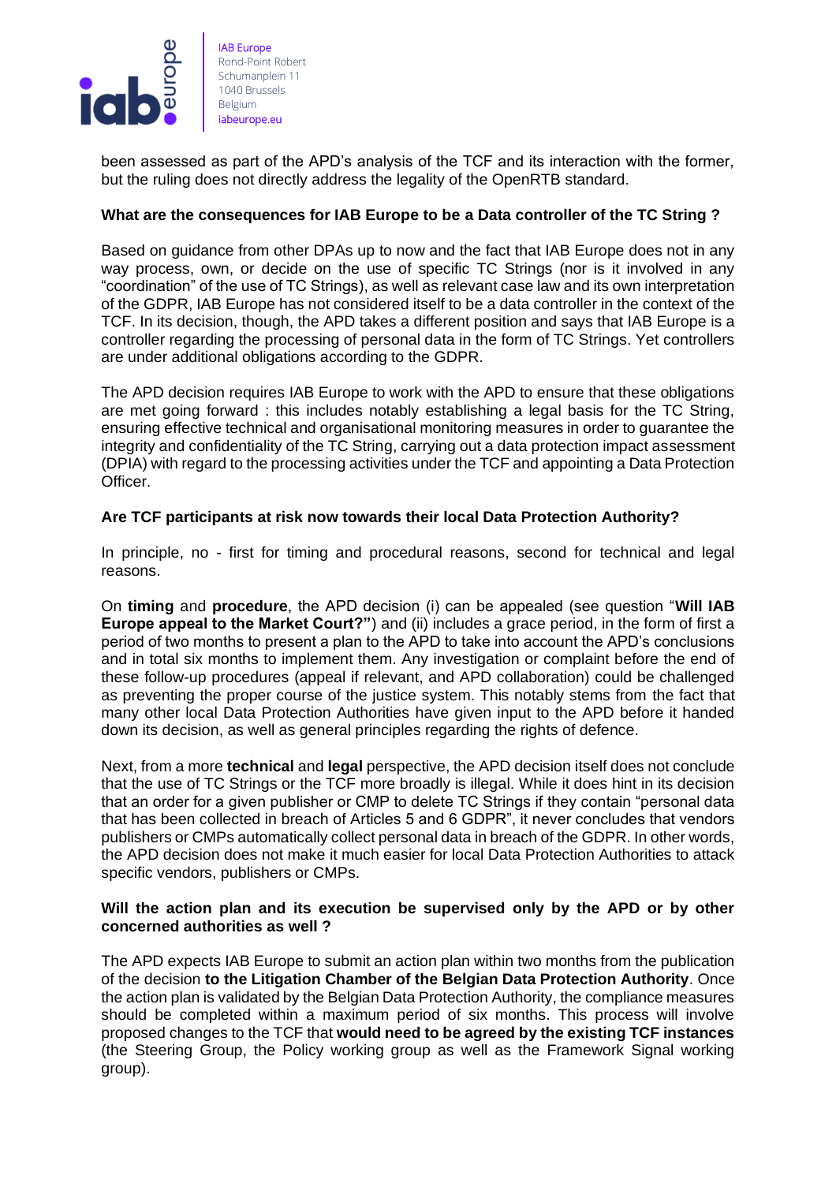been assessed as part of the APD's analysis of the TCF and its interaction with the former, but the ruling does not directly address the legality of the OpenRTB standard.

**What are the consequences for IAB Europe to be a Data controller of the TC String ?**

Based on guidance from other DPAs up to now and the fact that IAB Europe does not in any way process, own, or decide on the use of specific TC Strings (nor is it involved in any "coordination" of the use of TC Strings), as well as relevant case law and its own interpretation of the GDPR, IAB Europe has not considered itself to be a data controller in the context of the TCF. In its decision, though, the APD takes a different position and says that IAB Europe is a controller regarding the processing of personal data in the form of TC Strings. Yet controllers are under additional obligations according to the GDPR.

The APD decision requires IAB Europe to work with the APD to ensure that these obligations are met going forward : this includes notably establishing a legal basis for the TC String, ensuring effective technical and organisational monitoring measures in order to guarantee the integrity and confidentiality of the TC String, carrying out a data protection impact assessment (DPIA) with regard to the processing activities under the TCF and appointing a Data Protection Officer.

**Are TCF participants at risk now towards their local Data Protection Authority?**

In principle, no - first for timing and procedural reasons, second for technical and legal reasons.

On **timing** and **procedure**, the APD decision (i) can be appealed (see question "**Will IAB Europe appeal to the Market Court?"**) and (ii) includes a grace period, in the form of first a period of two months to present a plan to the APD to take into account the APD's conclusions and in total six months to implement them. Any investigation or complaint before the end of these follow-up procedures (appeal if relevant, and APD collaboration) could be challenged as preventing the proper course of the justice system. This notably stems from the fact that many other local Data Protection Authorities have given input to the APD before it handed down its decision, as well as general principles regarding the rights of defence.

Next, from a more **technical** and **legal** perspective, the APD decision itself does not conclude that the use of TC Strings or the TCF more broadly is illegal. While it does hint in its decision that an order for a given publisher or CMP to delete TC Strings if they contain "personal data that has been collected in breach of Articles 5 and 6 GDPR", it never concludes that vendors publishers or CMPs automatically collect personal data in breach of the GDPR. In other words, the APD decision does not make it much easier for local Data Protection Authorities to attack specific vendors, publishers or CMPs.

**Will the action plan and its execution be supervised only by the APD or by other concerned authorities as well ?**

The APD expects IAB Europe to submit an action plan within two months from the publication of the decision **to the Litigation Chamber of the Belgian Data Protection Authority**. Once the action plan is validated by the Belgian Data Protection Authority, the compliance measures should be completed within a maximum period of six months. This process will involve proposed changes to the TCF that **would need to be agreed by the existing TCF instances** (the Steering Group, the Policy working group as well as the Framework Signal working group).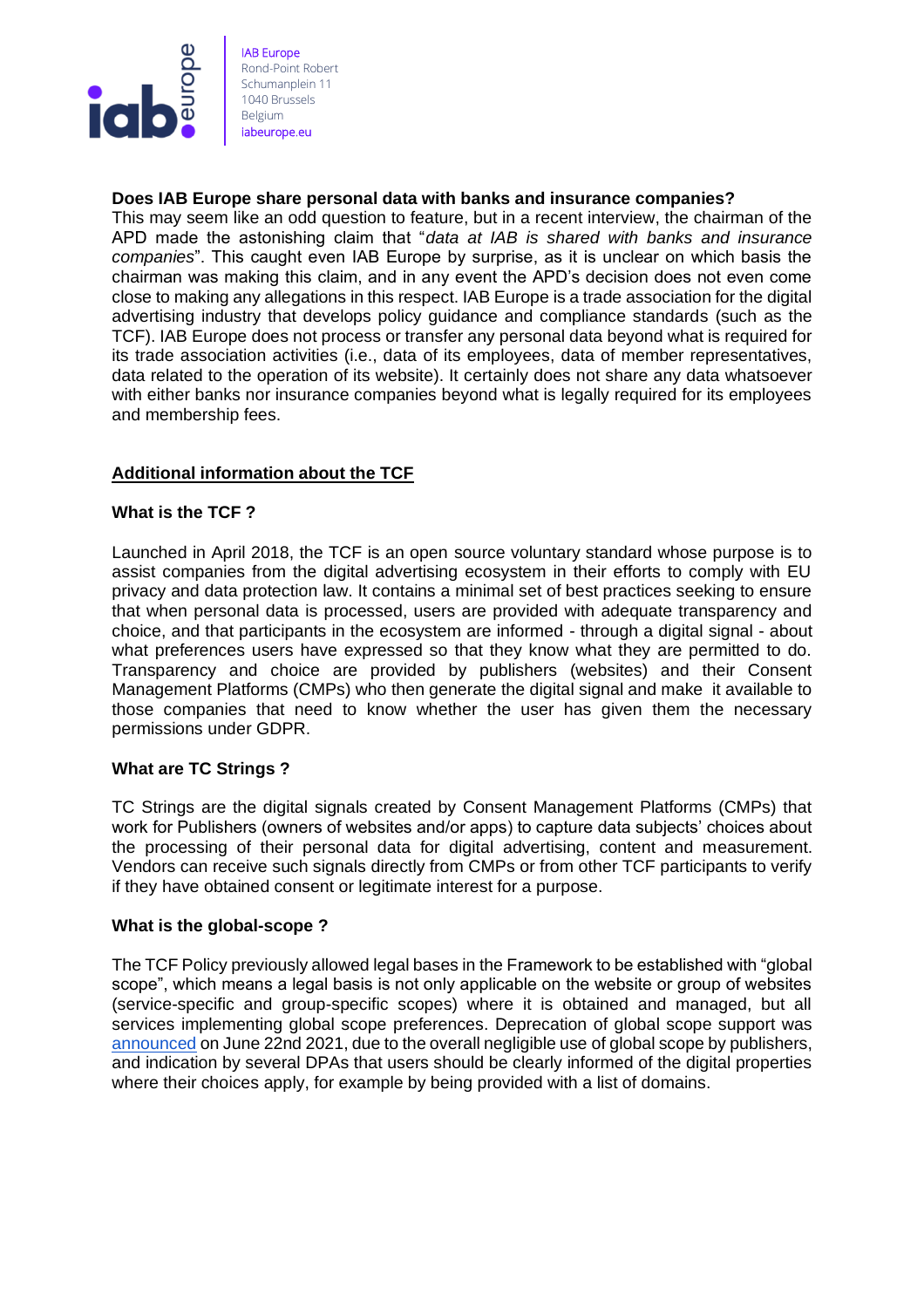**Does IAB Europe share personal data with banks and insurance companies?**
This may seem like an odd question to feature, but in a recent interview, the chairman of the APD made the astonishing claim that "*data at IAB is shared with banks and insurance companies*". This caught even IAB Europe by surprise, as it is unclear on which basis the chairman was making this claim, and in any event the APD's decision does not even come close to making any allegations in this respect. IAB Europe is a trade association for the digital advertising industry that develops policy guidance and compliance standards (such as the TCF). IAB Europe does not process or transfer any personal data beyond what is required for its trade association activities (i.e., data of its employees, data of member representatives, data related to the operation of its website). It certainly does not share any data whatsoever with either banks nor insurance companies beyond what is legally required for its employees and membership fees.

## Additional information about the TCF

### What is the TCF ?

Launched in April 2018, the TCF is an open source voluntary standard whose purpose is to assist companies from the digital advertising ecosystem in their efforts to comply with EU privacy and data protection law. It contains a minimal set of best practices seeking to ensure that when personal data is processed, users are provided with adequate transparency and choice, and that participants in the ecosystem are informed - through a digital signal - about what preferences users have expressed so that they know what they are permitted to do. Transparency and choice are provided by publishers (websites) and their Consent Management Platforms (CMPs) who then generate the digital signal and make it available to those companies that need to know whether the user has given them the necessary permissions under GDPR.

### What are TC Strings ?

TC Strings are the digital signals created by Consent Management Platforms (CMPs) that work for Publishers (owners of websites and/or apps) to capture data subjects' choices about the processing of their personal data for digital advertising, content and measurement. Vendors can receive such signals directly from CMPs or from other TCF participants to verify if they have obtained consent or legitimate interest for a purpose.

### What is the global-scope ?

The TCF Policy previously allowed legal bases in the Framework to be established with "global scope", which means a legal basis is not only applicable on the website or group of websites (service-specific and group-specific scopes) where it is obtained and managed, but all services implementing global scope preferences. Deprecation of global scope support was announced on June 22nd 2021, due to the overall negligible use of global scope by publishers, and indication by several DPAs that users should be clearly informed of the digital properties where their choices apply, for example by being provided with a list of domains.